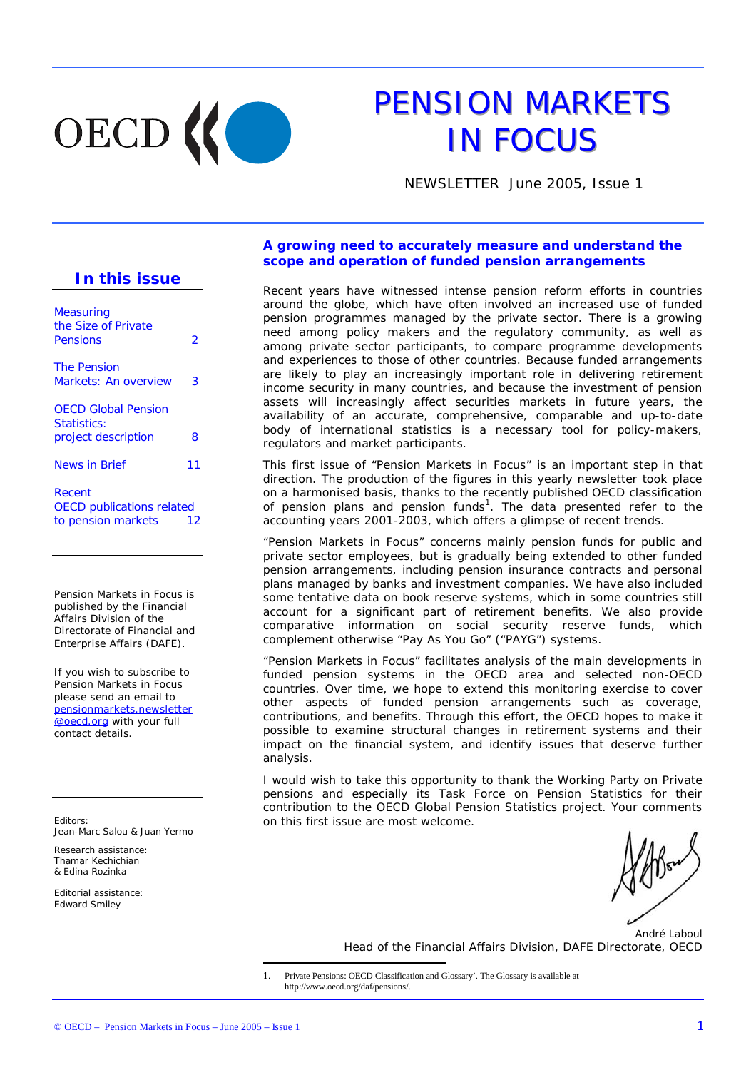# PENSION MARKETS IN FOCUS

NEWSLETTER June 2005, Issue 1

## In this issue

| | |
|---|---|
| Measuring the Size of Private Pensions | 2 |
| The Pension Markets: An overview | 3 |
| OECD Global Pension Statistics: project description | 8 |
| News in Brief | 11 |
| Recent OECD publications related to pension markets | 12 |

Pension Markets in Focus is published by the Financial Affairs Division of the Directorate of Financial and Enterprise Affairs (DAFE).

If you wish to subscribe to Pension Markets in Focus please send an email to pensionmarkets.newsletter@oecd.org with your full contact details.

Editors:
Jean-Marc Salou & Juan Yermo

Research assistance:
Thamar Kechichian
& Edina Rozinka

Editorial assistance:
Edward Smiley

## A growing need to accurately measure and understand the scope and operation of funded pension arrangements

Recent years have witnessed intense pension reform efforts in countries around the globe, which have often involved an increased use of funded pension programmes managed by the private sector. There is a growing need among policy makers and the regulatory community, as well as among private sector participants, to compare programme developments and experiences to those of other countries. Because funded arrangements are likely to play an increasingly important role in delivering retirement income security in many countries, and because the investment of pension assets will increasingly affect securities markets in future years, the availability of an accurate, comprehensive, comparable and up-to-date body of international statistics is a necessary tool for policy-makers, regulators and market participants.

This first issue of "Pension Markets in Focus" is an important step in that direction. The production of the figures in this yearly newsletter took place on a harmonised basis, thanks to the recently published OECD classification of pension plans and pension funds[1]. The data presented refer to the accounting years 2001-2003, which offers a glimpse of recent trends.

"Pension Markets in Focus" concerns mainly pension funds for public and private sector employees, but is gradually being extended to other funded pension arrangements, including pension insurance contracts and personal plans managed by banks and investment companies. We have also included some tentative data on book reserve systems, which in some countries still account for a significant part of retirement benefits. We also provide comparative information on social security reserve funds, which complement otherwise "Pay As You Go" ("PAYG") systems.

"Pension Markets in Focus" facilitates analysis of the main developments in funded pension systems in the OECD area and selected non-OECD countries. Over time, we hope to extend this monitoring exercise to cover other aspects of funded pension arrangements such as coverage, contributions, and benefits. Through this effort, the OECD hopes to make it possible to examine structural changes in retirement systems and their impact on the financial system, and identify issues that deserve further analysis.

I would wish to take this opportunity to thank the Working Party on Private pensions and especially its Task Force on Pension Statistics for their contribution to the OECD Global Pension Statistics project. Your comments on this first issue are most welcome.

André Laboul
Head of the Financial Affairs Division, DAFE Directorate, OECD

1. Private Pensions: OECD Classification and Glossary'. The Glossary is available at http://www.oecd.org/daf/pensions/.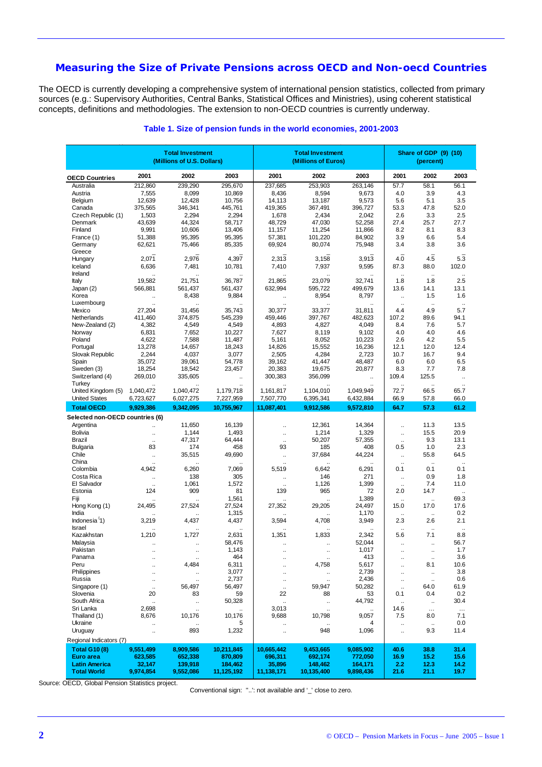## Measuring the Size of Private Pensions across OECD and Non-oecd Countries

The OECD is currently developing a comprehensive system of international pension statistics, collected from primary sources (e.g.: Supervisory Authorities, Central Banks, Statistical Offices and Ministries), using coherent statistical concepts, definitions and methodologies. The extension to non-OECD countries is currently underway.

### Table 1. Size of pension funds in the world economies, 2001-2003

| | Total Investment (Millions of U.S. Dollars) | | | Total Investment (Millions of Euros) | | | Share of GDP (9) (10) (percent) | | |
|---|---|---|---|---|---|---|---|---|---|
| **OECD Countries** | 2001 | 2002 | 2003 | 2001 | 2002 | 2003 | 2001 | 2002 | 2003 |
| Australia | 212,860 | 239,290 | 295,670 | 237,685 | 253,903 | 263,146 | 57.7 | 58.1 | 56.1 |
| Austria | 7,555 | 8,099 | 10,869 | 8,436 | 8,594 | 9,673 | 4.0 | 3.9 | 4.3 |
| Belgium | 12,639 | 12,428 | 10,756 | 14,113 | 13,187 | 9,573 | 5.6 | 5.1 | 3.5 |
| Canada | 375,565 | 346,341 | 445,761 | 419,365 | 367,491 | 396,727 | 53.3 | 47.8 | 52.0 |
| Czech Republic (1) | 1,503 | 2,294 | 2,294 | 1,678 | 2,434 | 2,042 | 2.6 | 3.3 | 2.5 |
| Denmark | 43,639 | 44,324 | 58,717 | 48,729 | 47,030 | 52,258 | 27.4 | 25.7 | 27.7 |
| Finland | 9,991 | 10,606 | 13,406 | 11,157 | 11,254 | 11,866 | 8.2 | 8.1 | 8.3 |
| France (1) | 51,388 | 95,395 | 95,395 | 57,381 | 101,220 | 84,902 | 3.9 | 6.6 | 5.4 |
| Germany | 62,621 | 75,466 | 85,335 | 69,924 | 80,074 | 75,948 | 3.4 | 3.8 | 3.6 |
| Greece | _ | _ | _ | _ | _ | _ | _ | _ | _ |
| Hungary | 2,071 | 2,976 | 4,397 | 2,313 | 3,158 | 3,913 | 4.0 | 4.5 | 5.3 |
| Iceland | 6,636 | 7,481 | 10,781 | 7,410 | 7,937 | 9,595 | 87.3 | 88.0 | 102.0 |
| Ireland | .. | .. | .. | .. | .. | .. | .. | .. | .. |
| Italy | 19,582 | 21,751 | 36,787 | 21,865 | 23,079 | 32,741 | 1.8 | 1.8 | 2.5 |
| Japan (2) | 566,881 | 561,437 | 561,437 | 632,994 | 595,722 | 499,679 | 13.6 | 14.1 | 13.1 |
| Korea | .. | 8,438 | 9,884 | .. | 8,954 | 8,797 | .. | 1.5 | 1.6 |
| Luxembourg | .. | .. | .. | .. | .. | .. | .. | .. | .. |
| Mexico | 27,204 | 31,456 | 35,743 | 30,377 | 33,377 | 31,811 | 4.4 | 4.9 | 5.7 |
| Netherlands | 411,460 | 374,875 | 545,239 | 459,446 | 397,767 | 482,623 | 107.2 | 89.6 | 94.1 |
| New-Zealand (2) | 4,382 | 4,549 | 4,549 | 4,893 | 4,827 | 4,049 | 8.4 | 7.6 | 5.7 |
| Norway | 6,831 | 7,652 | 10,227 | 7,627 | 8,119 | 9,102 | 4.0 | 4.0 | 4.6 |
| Poland | 4,622 | 7,588 | 11,487 | 5,161 | 8,052 | 10,223 | 2.6 | 4.2 | 5.5 |
| Portugal | 13,278 | 14,657 | 18,243 | 14,826 | 15,552 | 16,236 | 12.1 | 12.0 | 12.4 |
| Slovak Republic | 2,244 | 4,037 | 3,077 | 2,505 | 4,284 | 2,723 | 10.7 | 16.7 | 9.4 |
| Spain | 35,072 | 39,061 | 54,778 | 39,162 | 41,447 | 48,487 | 6.0 | 6.0 | 6.5 |
| Sweden (3) | 18,254 | 18,542 | 23,457 | 20,383 | 19,675 | 20,877 | 8.3 | 7.7 | 7.8 |
| Switzerland (4) | 269,010 | 335,605 | .. | 300,383 | 356,099 | .. | 109.4 | 125.5 | .. |
| Turkey | .. | .. | .. | .. | .. | .. | .. | .. | .. |
| United Kingdom (5) | 1,040,472 | 1,040,472 | 1,179,718 | 1,161,817 | 1,104,010 | 1,049,949 | 72.7 | 66.5 | 65.7 |
| United States | 6,723,627 | 6,027,275 | 7,227,959 | 7,507,770 | 6,395,341 | 6,432,884 | 66.9 | 57.8 | 66.0 |
| **Total OECD** | **9,929,386** | **9,342,095** | **10,755,967** | **11,087,401** | **9,912,586** | **9,572,810** | **64.7** | **57.3** | **61.2** |
| **Selected non-OECD countries (6)** | | | | | | | | | |
| Argentina | .. | 11,650 | 16,139 | .. | 12,361 | 14,364 | .. | 11.3 | 13.5 |
| Bolivia | .. | 1,144 | 1,493 | .. | 1,214 | 1,329 | .. | 15.5 | 20.9 |
| Brazil | .. | 47,317 | 64,444 | .. | 50,207 | 57,355 | .. | 9.3 | 13.1 |
| Bulgaria | 83 | 174 | 458 | 93 | 185 | 408 | 0.5 | 1.0 | 2.3 |
| Chile | .. | 35,515 | 49,690 | .. | 37,684 | 44,224 | .. | 55.8 | 64.5 |
| China | .. | .. | .. | .. | .. | .. | .. | .. | .. |
| Colombia | 4,942 | 6,260 | 7,069 | 5,519 | 6,642 | 6,291 | 0.1 | 0.1 | 0.1 |
| Costa Rica | .. | 138 | 305 | .. | 146 | 271 | .. | 0.9 | 1.8 |
| El Salvador | .. | 1,061 | 1,572 | .. | 1,126 | 1,399 | .. | 7.4 | 11.0 |
| Estonia | 124 | 909 | 81 | 139 | 965 | 72 | 2.0 | 14.7 | .. |
| Fiji | .. | .. | 1,561 | .. | .. | 1,389 | .. | .. | 69.3 |
| Hong Kong (1) | 24,495 | 27,524 | 27,524 | 27,352 | 29,205 | 24,497 | 15.0 | 17.0 | 17.6 |
| India | .. | .. | 1,315 | .. | .. | 1,170 | .. | .. | 0.2 |
| Indonesia (1) | 3,219 | 4,437 | 4,437 | 3,594 | 4,708 | 3,949 | 2.3 | 2.6 | 2.1 |
| Israel | .. | .. | .. | .. | .. | .. | .. | .. | .. |
| Kazakhstan | 1,210 | 1,727 | 2,631 | 1,351 | 1,833 | 2,342 | 5.6 | 7.1 | 8.8 |
| Malaysia | .. | .. | 58,476 | .. | .. | 52,044 | .. | .. | 56.7 |
| Pakistan | .. | .. | 1,143 | .. | .. | 1,017 | .. | .. | 1.7 |
| Panama | .. | .. | 464 | .. | .. | 413 | .. | .. | 3.6 |
| Peru | .. | 4,484 | 6,311 | .. | 4,758 | 5,617 | .. | 8.1 | 10.6 |
| Philippines | .. | .. | 3,077 | .. | .. | 2,739 | .. | .. | 3.8 |
| Russia | .. | .. | 2,737 | .. | .. | 2,436 | .. | .. | 0.6 |
| Singapore (1) | .. | 56,497 | 56,497 | .. | 59,947 | 50,282 | .. | 64.0 | 61.9 |
| Slovenia | 20 | 83 | 59 | 22 | 88 | 53 | 0.1 | 0.4 | 0.2 |
| South Africa | .. | .. | 50,328 | .. | .. | 44,792 | .. | .. | 30.4 |
| Sri Lanka | 2,698 | .. | .. | 3,013 | .. | .. | 14.6 | ... | ... |
| Thailand (1) | 8,676 | 10,176 | 10,176 | 9,688 | 10,798 | 9,057 | 7.5 | 8.0 | 7.1 |
| Ukraine | .. | .. | 5 | .. | .. | 4 | .. | .. | 0.0 |
| Uruguay | .. | 893 | 1,232 | .. | 948 | 1,096 | .. | 9.3 | 11.4 |
| Regional Indicators (7) | | | | | | | | | |
| **Total G10 (8)** | **9,551,499** | **8,909,586** | **10,211,845** | **10,665,442** | **9,453,665** | **9,085,902** | **40.6** | **38.8** | **31.4** |
| **Euro area** | **623,585** | **652,338** | **870,809** | **696,311** | **692,174** | **772,050** | **16.9** | **15.2** | **15.6** |
| **Latin America** | **32,147** | **139,918** | **184,462** | **35,896** | **148,462** | **164,171** | **2.2** | **12.3** | **14.2** |
| **Total World** | **9,974,854** | **9,552,086** | **11,125,192** | **11,138,171** | **10,135,400** | **9,898,436** | **21.6** | **21.1** | **19.7** |

Source: OECD, Global Pension Statistics project.

Conventional sign: "..': not available and '_' close to zero.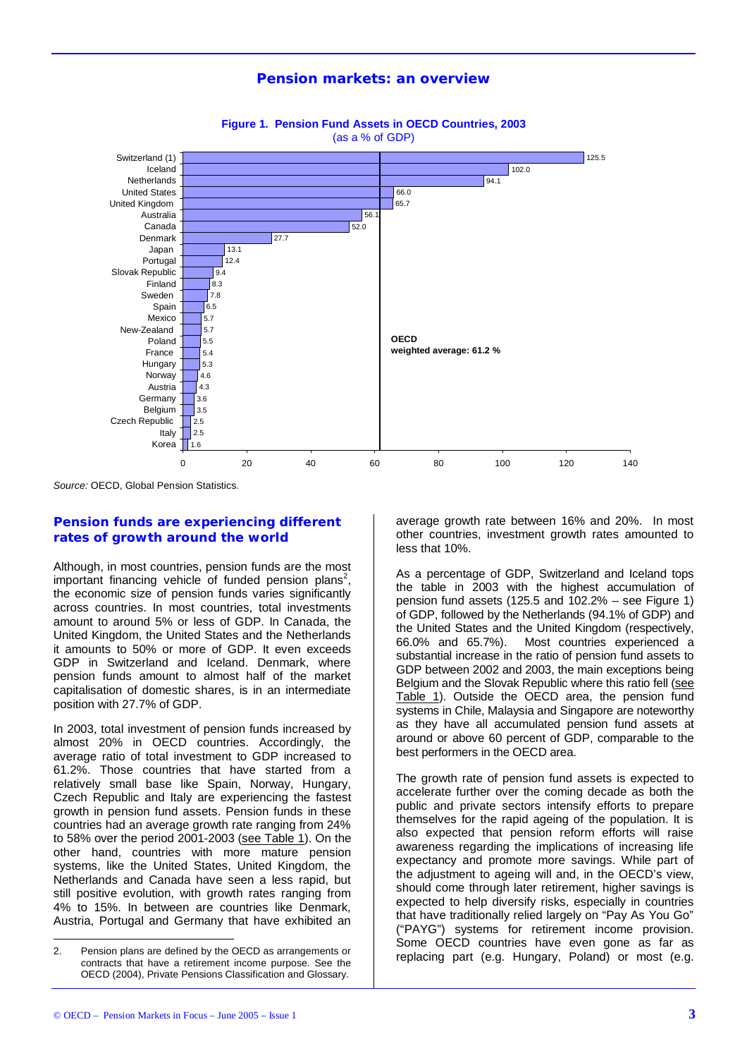## Pension markets: an overview

**Figure 1. Pension Fund Assets in OECD Countries, 2003**
(as a % of GDP)

| Country | % of GDP |
|---|---|
| Switzerland (1) | 125.5 |
| Iceland | 102.0 |
| Netherlands | 94.1 |
| United States | 66.0 |
| United Kingdom | 65.7 |
| Australia | 56.1 |
| Canada | 52.0 |
| Denmark | 27.7 |
| Japan | 13.1 |
| Portugal | 12.4 |
| Slovak Republic | 9.4 |
| Finland | 8.3 |
| Sweden | 7.8 |
| Spain | 6.5 |
| Mexico | 5.7 |
| New-Zealand | 5.7 |
| Poland | 5.5 |
| France | 5.4 |
| Hungary | 5.3 |
| Norway | 4.6 |
| Austria | 4.3 |
| Germany | 3.6 |
| Belgium | 3.5 |
| Czech Republic | 2.5 |
| Italy | 2.5 |
| Korea | 1.6 |

**OECD weighted average: 61.2 %**

*Source:* OECD, Global Pension Statistics.

### Pension funds are experiencing different rates of growth around the world

Although, in most countries, pension funds are the most important financing vehicle of funded pension plans[2], the economic size of pension funds varies significantly across countries. In most countries, total investments amount to around 5% or less of GDP. In Canada, the United Kingdom, the United States and the Netherlands it amounts to 50% or more of GDP. It even exceeds GDP in Switzerland and Iceland. Denmark, where pension funds amount to almost half of the market capitalisation of domestic shares, is in an intermediate position with 27.7% of GDP.

In 2003, total investment of pension funds increased by almost 20% in OECD countries. Accordingly, the average ratio of total investment to GDP increased to 61.2%. Those countries that have started from a relatively small base like Spain, Norway, Hungary, Czech Republic and Italy are experiencing the fastest growth in pension fund assets. Pension funds in these countries had an average growth rate ranging from 24% to 58% over the period 2001-2003 (see Table 1). On the other hand, countries with more mature pension systems, like the United States, United Kingdom, the Netherlands and Canada have seen a less rapid, but still positive evolution, with growth rates ranging from 4% to 15%. In between are countries like Denmark, Austria, Portugal and Germany that have exhibited an average growth rate between 16% and 20%. In most other countries, investment growth rates amounted to less that 10%.

As a percentage of GDP, Switzerland and Iceland tops the table in 2003 with the highest accumulation of pension fund assets (125.5 and 102.2% – see Figure 1) of GDP, followed by the Netherlands (94.1% of GDP) and the United States and the United Kingdom (respectively, 66.0% and 65.7%). Most countries experienced a substantial increase in the ratio of pension fund assets to GDP between 2002 and 2003, the main exceptions being Belgium and the Slovak Republic where this ratio fell (see Table 1). Outside the OECD area, the pension fund systems in Chile, Malaysia and Singapore are noteworthy as they have all accumulated pension fund assets at around or above 60 percent of GDP, comparable to the best performers in the OECD area.

The growth rate of pension fund assets is expected to accelerate further over the coming decade as both the public and private sectors intensify efforts to prepare themselves for the rapid ageing of the population. It is also expected that pension reform efforts will raise awareness regarding the implications of increasing life expectancy and promote more savings. While part of the adjustment to ageing will and, in the OECD's view, should come through later retirement, higher savings is expected to help diversify risks, especially in countries that have traditionally relied largely on "Pay As You Go" ("PAYG") systems for retirement income provision. Some OECD countries have even gone as far as replacing part (e.g. Hungary, Poland) or most (e.g.

---

2. Pension plans are defined by the OECD as arrangements or contracts that have a retirement income purpose. See the OECD (2004), Private Pensions Classification and Glossary.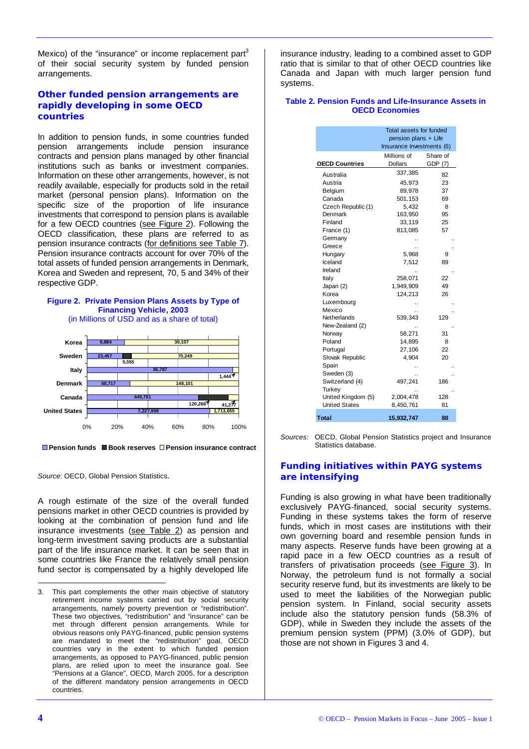Mexico) of the "insurance" or income replacement part[3] of their social security system by funded pension arrangements.

## Other funded pension arrangements are rapidly developing in some OECD countries

In addition to pension funds, in some countries funded pension arrangements include pension insurance contracts and pension plans managed by other financial institutions such as banks or investment companies. Information on these other arrangements, however, is not readily available, especially for products sold in the retail market (personal pension plans). Information on the specific size of the proportion of life insurance investments that correspond to pension plans is available for a few OECD countries (see Figure 2). Following the OECD classification, these plans are referred to as pension insurance contracts (for definitions see Table 7). Pension insurance contracts account for over 70% of the total assets of funded pension arrangements in Denmark, Korea and Sweden and represent, 70, 5 and 34% of their respective GDP.

**Figure 2. Private Pension Plans Assets by Type of Financing Vehicle, 2003**
(in Millions of USD and as a share of total)

| Country | Pension funds | Book reserves | Pension insurance contract |
|---|---|---|---|
| Korea | 9,884 | | 30,107 |
| Sweden | 23,457 | 5,555 | 70,249 |
| Italy | 36,787 | | 1,444 |
| Denmark | 58,717 | | 148,101 |
| Canada | 445,761 | 120,266 | 41,277 |
| United States | 7,227,959 | | 1,713,655 |

*Source:* OECD, Global Pension Statistics.

A rough estimate of the size of the overall funded pensions market in other OECD countries is provided by looking at the combination of pension fund and life insurance investments (see Table 2) as pension and long-term investment saving products are a substantial part of the life insurance market. It can be seen that in some countries like France the relatively small pension fund sector is compensated by a highly developed life insurance industry, leading to a combined asset to GDP ratio that is similar to that of other OECD countries like Canada and Japan with much larger pension fund systems.

**Table 2. Pension Funds and Life-Insurance Assets in OECD Economies**

| OECD Countries | Total assets for funded pension plans + Life Insurance Investments (6) Millions of Dollars | Share of GDP (7) |
|---|---|---|
| Australia | 337,385 | 82 |
| Austria | 45,973 | 23 |
| Belgium | 89,978 | 37 |
| Canada | 501,153 | 69 |
| Czech Republic (1) | 5,432 | 8 |
| Denmark | 163,950 | 95 |
| Finland | 33,119 | 25 |
| France (1) | 813,085 | 57 |
| Germany | .. | .. |
| Greece | .. | .. |
| Hungary | 5,968 | 9 |
| Iceland | 7,512 | 89 |
| Ireland | .. | .. |
| Italy | 258,071 | 22 |
| Japan (2) | 1,949,909 | 49 |
| Korea | 124,213 | 26 |
| Luxembourg | .. | .. |
| Mexico | .. | .. |
| Netherlands | 539,343 | 129 |
| New-Zealand (2) | .. | .. |
| Norway | 58,271 | 31 |
| Poland | 14,895 | 8 |
| Portugal | 27,106 | 22 |
| Slovak Republic | 4,904 | 20 |
| Spain | .. | .. |
| Sweden (3) | .. | .. |
| Switzerland (4) | 497,241 | 186 |
| Turkey | .. | .. |
| United Kingdom (5) | 2,004,478 | 128 |
| United States | 8,450,761 | 81 |
| **Total** | **15,932,747** | **88** |

*Sources:* OECD, Global Pension Statistics project and Insurance Statistics database.

## Funding initiatives within PAYG systems are intensifying

Funding is also growing in what have been traditionally exclusively PAYG-financed, social security systems. Funding in these systems takes the form of reserve funds, which in most cases are institutions with their own governing board and resemble pension funds in many aspects. Reserve funds have been growing at a rapid pace in a few OECD countries as a result of transfers of privatisation proceeds (see Figure 3). In Norway, the petroleum fund is not formally a social security reserve fund, but its investments are likely to be used to meet the liabilities of the Norwegian public pension system. In Finland, social security assets include also the statutory pension funds (58.3% of GDP), while in Sweden they include the assets of the premium pension system (PPM) (3.0% of GDP), but those are not shown in Figures 3 and 4.

---

3. This part complements the other main objective of statutory retirement income systems carried out by social security arrangements, namely poverty prevention or "redistribution". These two objectives, "redistribution" and "insurance" can be met through different pension arrangements. While for obvious reasons only PAYG-financed, public pension systems are mandated to meet the "redistribution" goal, OECD countries vary in the extent to which funded pension arrangements, as opposed to PAYG-financed, public pension plans, are relied upon to meet the insurance goal. See "Pensions at a Glance", OECD, March 2005, for a description of the different mandatory pension arrangements in OECD countries.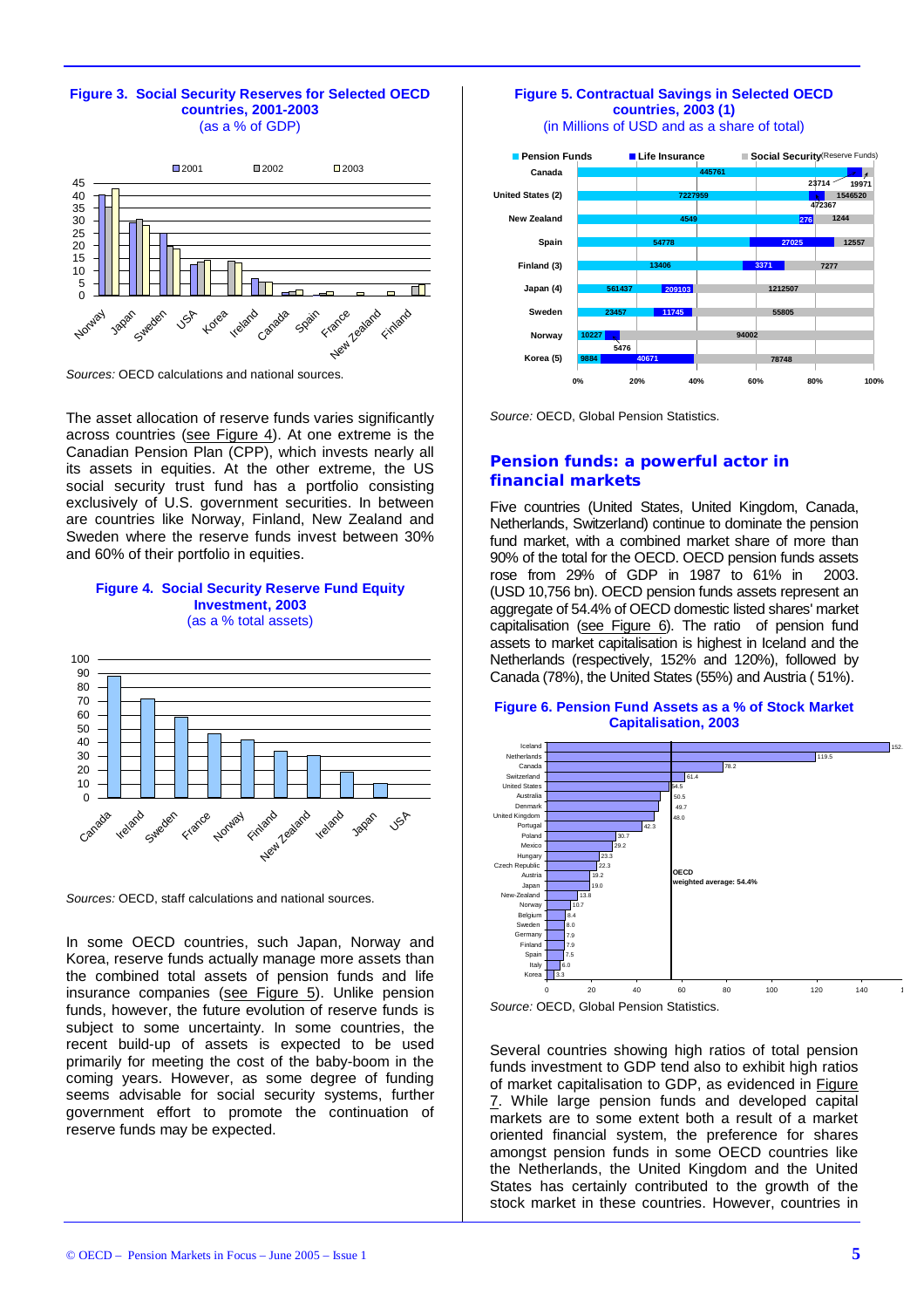**Figure 3. Social Security Reserves for Selected OECD countries, 2001-2003**
(as a % of GDP)

*Sources:* OECD calculations and national sources.

The asset allocation of reserve funds varies significantly across countries (see Figure 4). At one extreme is the Canadian Pension Plan (CPP), which invests nearly all its assets in equities. At the other extreme, the US social security trust fund has a portfolio consisting exclusively of U.S. government securities. In between are countries like Norway, Finland, New Zealand and Sweden where the reserve funds invest between 30% and 60% of their portfolio in equities.

**Figure 4. Social Security Reserve Fund Equity Investment, 2003**
(as a % total assets)

*Sources:* OECD, staff calculations and national sources.

In some OECD countries, such Japan, Norway and Korea, reserve funds actually manage more assets than the combined total assets of pension funds and life insurance companies (see Figure 5). Unlike pension funds, however, the future evolution of reserve funds is subject to some uncertainty. In some countries, the recent build-up of assets is expected to be used primarily for meeting the cost of the baby-boom in the coming years. However, as some degree of funding seems advisable for social security systems, further government effort to promote the continuation of reserve funds may be expected.

**Figure 5. Contractual Savings in Selected OECD countries, 2003 (1)**
(in Millions of USD and as a share of total)

*Source:* OECD, Global Pension Statistics.

## Pension funds: a powerful actor in financial markets

Five countries (United States, United Kingdom, Canada, Netherlands, Switzerland) continue to dominate the pension fund market, with a combined market share of more than 90% of the total for the OECD. OECD pension funds assets rose from 29% of GDP in 1987 to 61% in 2003. (USD 10,756 bn). OECD pension funds assets represent an aggregate of 54.4% of OECD domestic listed shares' market capitalisation (see Figure 6). The ratio of pension fund assets to market capitalisation is highest in Iceland and the Netherlands (respectively, 152% and 120%), followed by Canada (78%), the United States (55%) and Austria ( 51%).

**Figure 6. Pension Fund Assets as a % of Stock Market Capitalisation, 2003**

*Source:* OECD, Global Pension Statistics.

Several countries showing high ratios of total pension funds investment to GDP tend also to exhibit high ratios of market capitalisation to GDP, as evidenced in Figure 7. While large pension funds and developed capital markets are to some extent both a result of a market oriented financial system, the preference for shares amongst pension funds in some OECD countries like the Netherlands, the United Kingdom and the United States has certainly contributed to the growth of the stock market in these countries. However, countries in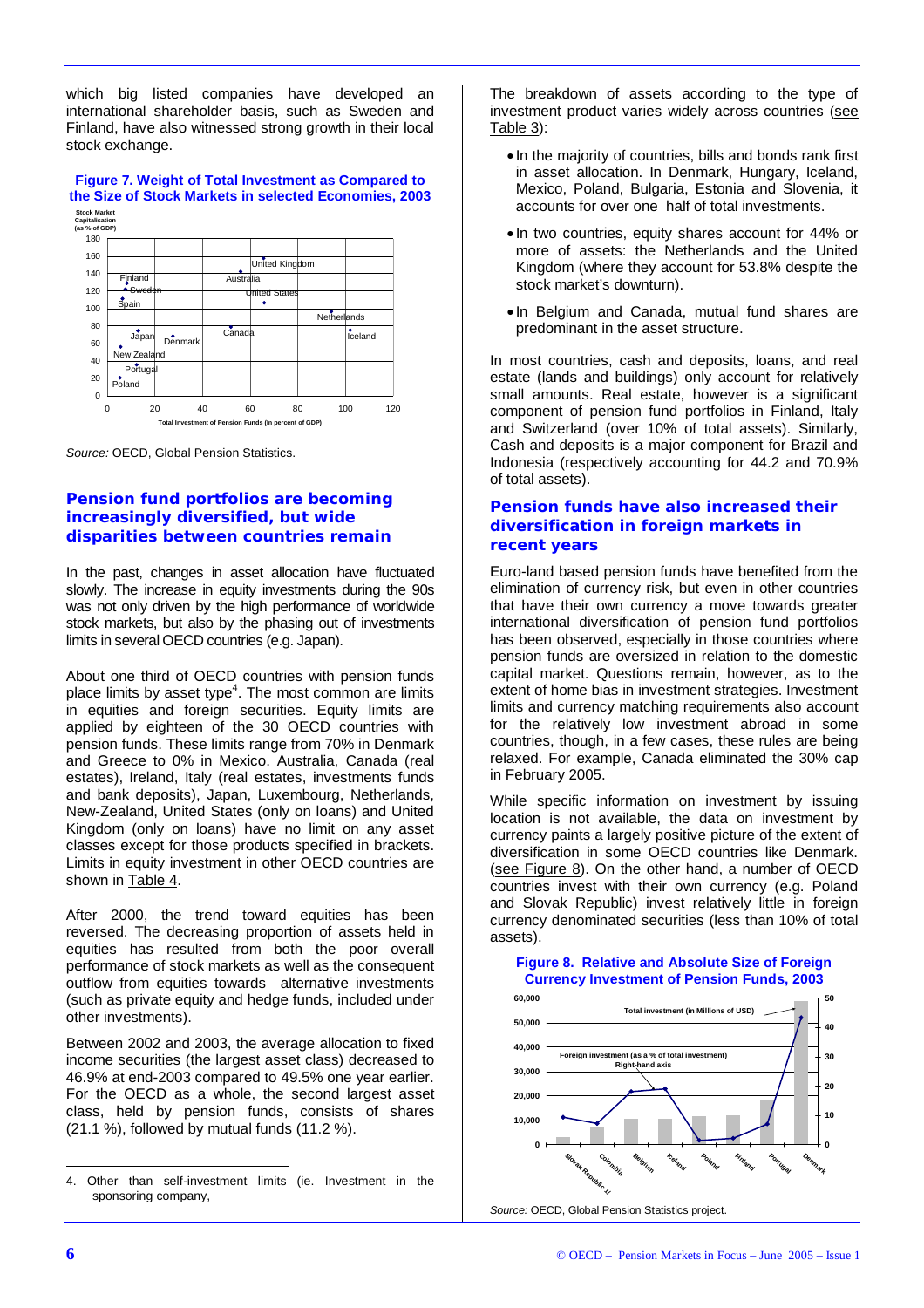which big listed companies have developed an international shareholder basis, such as Sweden and Finland, have also witnessed strong growth in their local stock exchange.

**Figure 7. Weight of Total Investment as Compared to the Size of Stock Markets in selected Economies, 2003**

Source: OECD, Global Pension Statistics.

## Pension fund portfolios are becoming increasingly diversified, but wide disparities between countries remain

In the past, changes in asset allocation have fluctuated slowly. The increase in equity investments during the 90s was not only driven by the high performance of worldwide stock markets, but also by the phasing out of investments limits in several OECD countries (e.g. Japan).

About one third of OECD countries with pension funds place limits by asset type[4]. The most common are limits in equities and foreign securities. Equity limits are applied by eighteen of the 30 OECD countries with pension funds. These limits range from 70% in Denmark and Greece to 0% in Mexico. Australia, Canada (real estates), Ireland, Italy (real estates, investments funds and bank deposits), Japan, Luxembourg, Netherlands, New-Zealand, United States (only on loans) and United Kingdom (only on loans) have no limit on any asset classes except for those products specified in brackets. Limits in equity investment in other OECD countries are shown in Table 4.

After 2000, the trend toward equities has been reversed. The decreasing proportion of assets held in equities has resulted from both the poor overall performance of stock markets as well as the consequent outflow from equities towards alternative investments (such as private equity and hedge funds, included under other investments).

Between 2002 and 2003, the average allocation to fixed income securities (the largest asset class) decreased to 46.9% at end-2003 compared to 49.5% one year earlier. For the OECD as a whole, the second largest asset class, held by pension funds, consists of shares (21.1 %), followed by mutual funds (11.2 %).

4. Other than self-investment limits (ie. Investment in the sponsoring company,

The breakdown of assets according to the type of investment product varies widely across countries (see Table 3):

- In the majority of countries, bills and bonds rank first in asset allocation. In Denmark, Hungary, Iceland, Mexico, Poland, Bulgaria, Estonia and Slovenia, it accounts for over one half of total investments.
- In two countries, equity shares account for 44% or more of assets: the Netherlands and the United Kingdom (where they account for 53.8% despite the stock market's downturn).
- In Belgium and Canada, mutual fund shares are predominant in the asset structure.

In most countries, cash and deposits, loans, and real estate (lands and buildings) only account for relatively small amounts. Real estate, however is a significant component of pension fund portfolios in Finland, Italy and Switzerland (over 10% of total assets). Similarly, Cash and deposits is a major component for Brazil and Indonesia (respectively accounting for 44.2 and 70.9% of total assets).

## Pension funds have also increased their diversification in foreign markets in recent years

Euro-land based pension funds have benefited from the elimination of currency risk, but even in other countries that have their own currency a move towards greater international diversification of pension fund portfolios has been observed, especially in those countries where pension funds are oversized in relation to the domestic capital market. Questions remain, however, as to the extent of home bias in investment strategies. Investment limits and currency matching requirements also account for the relatively low investment abroad in some countries, though, in a few cases, these rules are being relaxed. For example, Canada eliminated the 30% cap in February 2005.

While specific information on investment by issuing location is not available, the data on investment by currency paints a largely positive picture of the extent of diversification in some OECD countries like Denmark. (see Figure 8). On the other hand, a number of OECD countries invest with their own currency (e.g. Poland and Slovak Republic) invest relatively little in foreign currency denominated securities (less than 10% of total assets).

**Figure 8. Relative and Absolute Size of Foreign Currency Investment of Pension Funds, 2003**

Source: OECD, Global Pension Statistics project.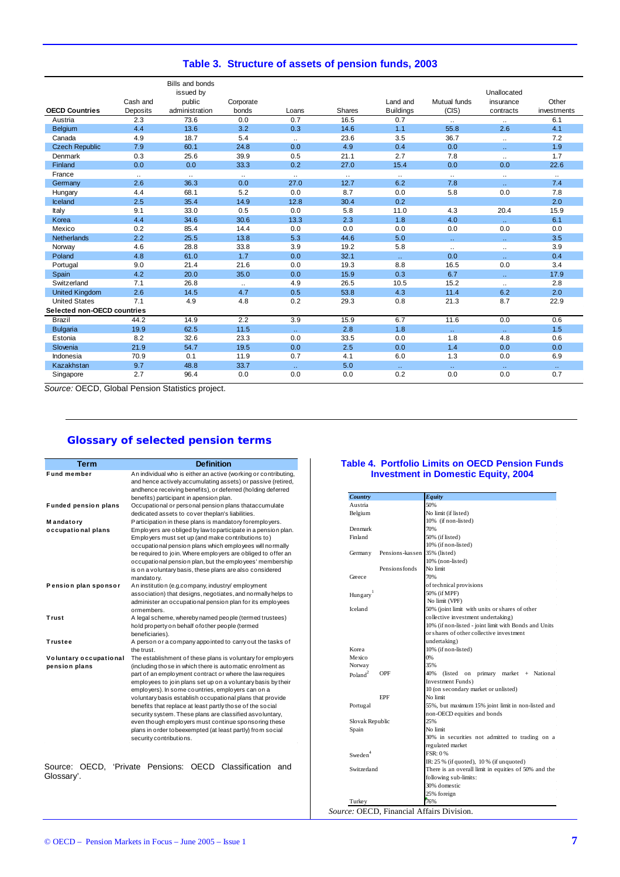## Table 3. Structure of assets of pension funds, 2003

| OECD Countries | Cash and Deposits | Bills and bonds issued by public administration | Corporate bonds | Loans | Shares | Land and Buildings | Mutual funds (CIS) | Unallocated insurance contracts | Other investments |
|---|---|---|---|---|---|---|---|---|---|
| Austria | 2.3 | 73.6 | 0.0 | 0.7 | 16.5 | 0.7 | .. | .. | 6.1 |
| Belgium | 4.4 | 13.6 | 3.2 | 0.3 | 14.6 | 1.1 | 55.8 | 2.6 | 4.1 |
| Canada | 4.9 | 18.7 | 5.4 | .. | 23.6 | 3.5 | 36.7 | .. | 7.2 |
| Czech Republic | 7.9 | 60.1 | 24.8 | 0.0 | 4.9 | 0.4 | 0.0 | .. | 1.9 |
| Denmark | 0.3 | 25.6 | 39.9 | 0.5 | 21.1 | 2.7 | 7.8 | .. | 1.7 |
| Finland | 0.0 | 0.0 | 33.3 | 0.2 | 27.0 | 15.4 | 0.0 | 0.0 | 22.6 |
| France | .. | .. | .. | .. | .. | .. | .. | .. | .. |
| Germany | 2.6 | 36.3 | 0.0 | 27.0 | 12.7 | 6.2 | 7.8 | .. | 7.4 |
| Hungary | 4.4 | 68.1 | 5.2 | 0.0 | 8.7 | 0.0 | 5.8 | 0.0 | 7.8 |
| Iceland | 2.5 | 35.4 | 14.9 | 12.8 | 30.4 | 0.2 | | | 2.0 |
| Italy | 9.1 | 33.0 | 0.5 | 0.0 | 5.8 | 11.0 | 4.3 | 20.4 | 15.9 |
| Korea | 4.4 | 34.6 | 30.6 | 13.3 | 2.3 | 1.8 | 4.0 | .. | 6.1 |
| Mexico | 0.2 | 85.4 | 14.4 | 0.0 | 0.0 | 0.0 | 0.0 | 0.0 | 0.0 |
| Netherlands | 2.2 | 25.5 | 13.8 | 5.3 | 44.6 | 5.0 | .. | .. | 3.5 |
| Norway | 4.6 | 28.8 | 33.8 | 3.9 | 19.2 | 5.8 | .. | .. | 3.9 |
| Poland | 4.8 | 61.0 | 1.7 | 0.0 | 32.1 | .. | 0.0 | .. | 0.4 |
| Portugal | 9.0 | 21.4 | 21.6 | 0.0 | 19.3 | 8.8 | 16.5 | 0.0 | 3.4 |
| Spain | 4.2 | 20.0 | 35.0 | 0.0 | 15.9 | 0.3 | 6.7 | .. | 17.9 |
| Switzerland | 7.1 | 26.8 | .. | 4.9 | 26.5 | 10.5 | 15.2 | .. | 2.8 |
| United Kingdom | 2.6 | 14.5 | 4.7 | 0.5 | 53.8 | 4.3 | 11.4 | 6.2 | 2.0 |
| United States | 7.1 | 4.9 | 4.8 | 0.2 | 29.3 | 0.8 | 21.3 | 8.7 | 22.9 |
| **Selected non-OECD countries** | | | | | | | | | |
| Brazil | 44.2 | 14.9 | 2.2 | 3.9 | 15.9 | 6.7 | 11.6 | 0.0 | 0.6 |
| Bulgaria | 19.9 | 62.5 | 11.5 | .. | 2.8 | 1.8 | .. | .. | 1.5 |
| Estonia | 8.2 | 32.6 | 23.3 | 0.0 | 33.5 | 0.0 | 1.8 | 4.8 | 0.6 |
| Slovenia | 21.9 | 54.7 | 19.5 | 0.0 | 2.5 | 0.0 | 1.4 | 0.0 | 0.0 |
| Indonesia | 70.9 | 0.1 | 11.9 | 0.7 | 4.1 | 6.0 | 1.3 | 0.0 | 6.9 |
| Kazakhstan | 9.7 | 48.8 | 33.7 | .. | 5.0 | .. | .. | .. | .. |
| Singapore | 2.7 | 96.4 | 0.0 | 0.0 | 0.0 | 0.2 | 0.0 | 0.0 | 0.7 |

*Source:* OECD, Global Pension Statistics project.

## Glossary of selected pension terms

| Term | Definition |
|---|---|
| **Fund member** | An individual who is either an active (working or contributing, and hence actively accumulating assets) or passive (retired, andhence receiving benefits), or deferred (holding deferred benefits) participant in apension plan. |
| **Funded pension plans** | Occupational or personal pension plans thataccumulate dedicated assets to cover theplan's liabilities. |
| **Mandatory occupational plans** | Participation in these plans is mandatory foremployers. Employers are obliged by law to participate in a pension plan. Employers must set up (and make contributions to) occupational pension plans which employees will normally be required to join. Where employers are obliged to offer an occupational pension plan, but the employees' membership is on a voluntary basis, these plans are also considered mandatory. |
| **Pension plan sponsor** | An institution (e.g.company, industry/ employment association) that designs, negotiates, and normally helps to administer an occupational pension plan for its employees ormembers. |
| **Trust** | A legal scheme, whereby named people (termed trustees) hold property on behalf ofother people (termed beneficiaries). |
| **Trustee** | A person or a company appointed to carry out the tasks of the trust. |
| **Voluntary occupational pension plans** | The establishment of these plans is voluntary for employers (including those in which there is automatic enrolment as part of an employment contract or where the law requires employees to join plans set up on a voluntary basis by their employers). In some countries, employers can on a voluntary basis establish occupational plans that provide benefits that replace at least partly those of the social security system. These plans are classified asvoluntary, even though employers must continue sponsoring these plans in order tobeexempted (at least partly) from social security contributions. |

Source: OECD, 'Private Pensions: OECD Classification and Glossary'.

## Table 4. Portfolio Limits on OECD Pension Funds Investment in Domestic Equity, 2004

| *Country* | | *Equity* |
|---|---|---|
| Austria | | 50% |
| Belgium | | No limit (if listed)<br>10% (if non-listed) |
| Denmark | | 70% |
| Finland | | 50% (if listed)<br>10% (if non-listed) |
| Germany | Pensions-kassen | 35% (listed)<br>10% (non-listed) |
| | Pensionsfonds | No limit |
| Greece | | 70%<br>of technical provisions |
| Hungary[1] | | 50% (if MPF)<br>No limit (VPF) |
| Iceland | | 50% (joint limit with units or shares of other collective investment undertaking)<br>10% (if non-listed - joint limit with Bonds and Units or shares of other collective investment undertaking) |
| Korea | | 10% (if non-listed) |
| Mexico | | 0% |
| Norway | | 35% |
| Poland[2] | OPF | 40% (listed on primary market + National Investment Funds)<br>10 (on secondary market or unlisted) |
| | EPF | No limit |
| Portugal | | 55%, but maximum 15% joint limit in non-listed and non-OECD equities and bonds |
| Slovak Republic | | 25% |
| Spain | | No limit<br>30% in securities not admitted to trading on a regulated market |
| Sweden[4] | | FSR: 0%<br>IR: 25% (if quoted), 10% (if unquoted) |
| Switzerland | | There is an overall limit in equities of 50% and the following sub-limits:<br>30% domestic<br>25% foreign |
| Turkey | | 76% |

*Source:* OECD, Financial Affairs Division.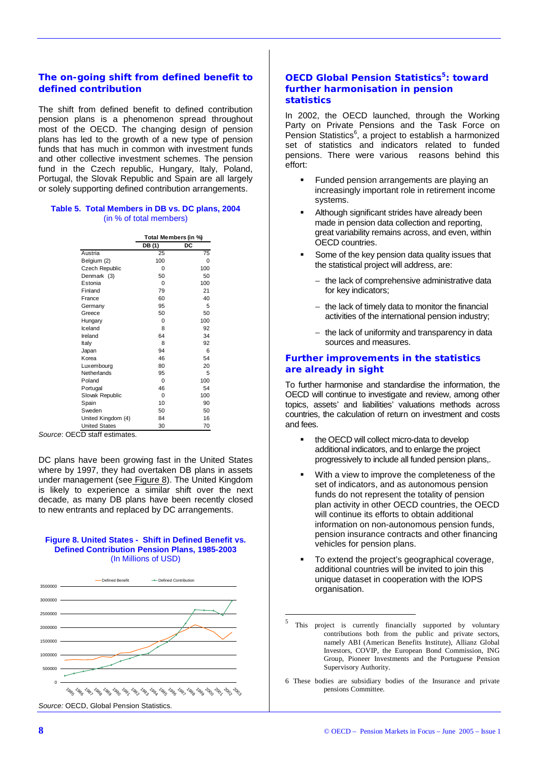## The on-going shift from defined benefit to defined contribution

The shift from defined benefit to defined contribution pension plans is a phenomenon spread throughout most of the OECD. The changing design of pension plans has led to the growth of a new type of pension funds that has much in common with investment funds and other collective investment schemes. The pension fund in the Czech republic, Hungary, Italy, Poland, Portugal, the Slovak Republic and Spain are all largely or solely supporting defined contribution arrangements.

**Table 5. Total Members in DB vs. DC plans, 2004**
(in % of total members)

| | Total Members (in %) | |
|---|---|---|
| | DB (1) | DC |
| Austria | 25 | 75 |
| Belgium (2) | 100 | 0 |
| Czech Republic | 0 | 100 |
| Denmark (3) | 50 | 50 |
| Estonia | 0 | 100 |
| Finland | 79 | 21 |
| France | 60 | 40 |
| Germany | 95 | 5 |
| Greece | 50 | 50 |
| Hungary | 0 | 100 |
| Iceland | 8 | 92 |
| Ireland | 64 | 34 |
| Italy | 8 | 92 |
| Japan | 94 | 6 |
| Korea | 46 | 54 |
| Luxembourg | 80 | 20 |
| Netherlands | 95 | 5 |
| Poland | 0 | 100 |
| Portugal | 46 | 54 |
| Slovak Republic | 0 | 100 |
| Spain | 10 | 90 |
| Sweden | 50 | 50 |
| United Kingdom (4) | 84 | 16 |
| United States | 30 | 70 |

*Source*: OECD staff estimates.

DC plans have been growing fast in the United States where by 1997, they had overtaken DB plans in assets under management (see Figure 8). The United Kingdom is likely to experience a similar shift over the next decade, as many DB plans have been recently closed to new entrants and replaced by DC arrangements.

**Figure 8. United States - Shift in Defined Benefit vs. Defined Contribution Pension Plans, 1985-2003**
(In Millions of USD)

*Source:* OECD, Global Pension Statistics.

## OECD Global Pension Statistics[5]: toward further harmonisation in pension statistics

In 2002, the OECD launched, through the Working Party on Private Pensions and the Task Force on Pension Statistics[6], a project to establish a harmonized set of statistics and indicators related to funded pensions. There were various reasons behind this effort:

- Funded pension arrangements are playing an increasingly important role in retirement income systems.
- Although significant strides have already been made in pension data collection and reporting, great variability remains across, and even, within OECD countries.
- Some of the key pension data quality issues that the statistical project will address, are:
  - the lack of comprehensive administrative data for key indicators;
  - the lack of timely data to monitor the financial activities of the international pension industry;
  - the lack of uniformity and transparency in data sources and measures.

## Further improvements in the statistics are already in sight

To further harmonise and standardise the information, the OECD will continue to investigate and review, among other topics, assets' and liabilities' valuations methods across countries, the calculation of return on investment and costs and fees.

- the OECD will collect micro-data to develop additional indicators, and to enlarge the project progressively to include all funded pension plans,.
- With a view to improve the completeness of the set of indicators, and as autonomous pension funds do not represent the totality of pension plan activity in other OECD countries, the OECD will continue its efforts to obtain additional information on non-autonomous pension funds, pension insurance contracts and other financing vehicles for pension plans.
- To extend the project's geographical coverage, additional countries will be invited to join this unique dataset in cooperation with the IOPS organisation.

---

5 This project is currently financially supported by voluntary contributions both from the public and private sectors, namely ABI (American Benefits Institute), Allianz Global Investors, COVIP, the European Bond Commission, ING Group, Pioneer Investments and the Portuguese Pension Supervisory Authority.

6 These bodies are subsidiary bodies of the Insurance and private pensions Committee.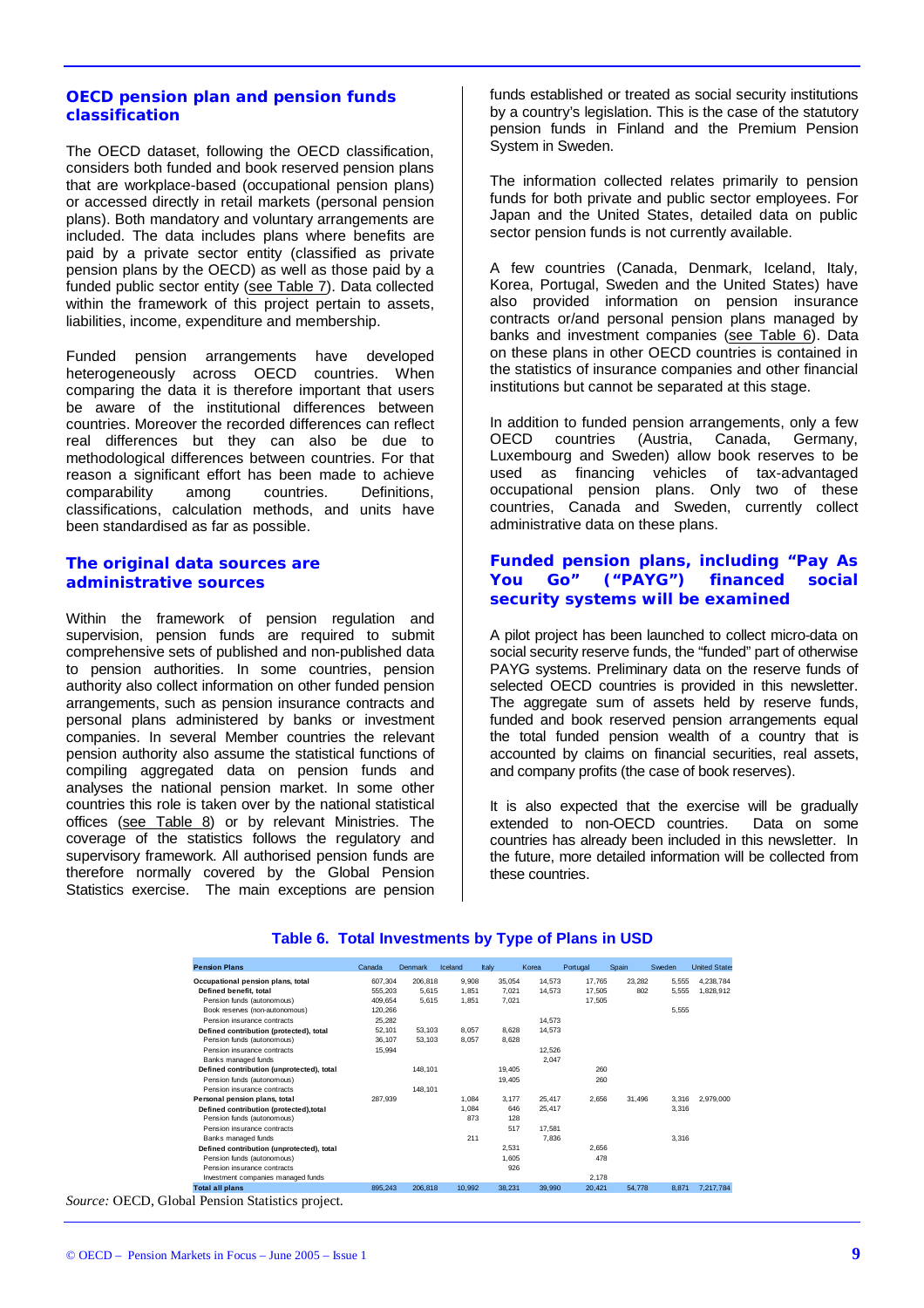## OECD pension plan and pension funds classification

The OECD dataset, following the OECD classification, considers both funded and book reserved pension plans that are workplace-based (occupational pension plans) or accessed directly in retail markets (personal pension plans). Both mandatory and voluntary arrangements are included. The data includes plans where benefits are paid by a private sector entity (classified as private pension plans by the OECD) as well as those paid by a funded public sector entity (see Table 7). Data collected within the framework of this project pertain to assets, liabilities, income, expenditure and membership.

Funded pension arrangements have developed heterogeneously across OECD countries. When comparing the data it is therefore important that users be aware of the institutional differences between countries. Moreover the recorded differences can reflect real differences but they can also be due to methodological differences between countries. For that reason a significant effort has been made to achieve comparability among countries. Definitions, classifications, calculation methods, and units have been standardised as far as possible.

## The original data sources are administrative sources

Within the framework of pension regulation and supervision, pension funds are required to submit comprehensive sets of published and non-published data to pension authorities. In some countries, pension authority also collect information on other funded pension arrangements, such as pension insurance contracts and personal plans administered by banks or investment companies. In several Member countries the relevant pension authority also assume the statistical functions of compiling aggregated data on pension funds and analyses the national pension market. In some other countries this role is taken over by the national statistical offices (see Table 8) or by relevant Ministries. The coverage of the statistics follows the regulatory and supervisory framework. All authorised pension funds are therefore normally covered by the Global Pension Statistics exercise. The main exceptions are pension funds established or treated as social security institutions by a country's legislation. This is the case of the statutory pension funds in Finland and the Premium Pension System in Sweden.

The information collected relates primarily to pension funds for both private and public sector employees. For Japan and the United States, detailed data on public sector pension funds is not currently available.

A few countries (Canada, Denmark, Iceland, Italy, Korea, Portugal, Sweden and the United States) have also provided information on pension insurance contracts or/and personal pension plans managed by banks and investment companies (see Table 6). Data on these plans in other OECD countries is contained in the statistics of insurance companies and other financial institutions but cannot be separated at this stage.

In addition to funded pension arrangements, only a few OECD countries (Austria, Canada, Germany, Luxembourg and Sweden) allow book reserves to be used as financing vehicles of tax-advantaged occupational pension plans. Only two of these countries, Canada and Sweden, currently collect administrative data on these plans.

## Funded pension plans, including "Pay As You Go" ("PAYG") financed social security systems will be examined

A pilot project has been launched to collect micro-data on social security reserve funds, the "funded" part of otherwise PAYG systems. Preliminary data on the reserve funds of selected OECD countries is provided in this newsletter. The aggregate sum of assets held by reserve funds, funded and book reserved pension arrangements equal the total funded pension wealth of a country that is accounted by claims on financial securities, real assets, and company profits (the case of book reserves).

It is also expected that the exercise will be gradually extended to non-OECD countries. Data on some countries has already been included in this newsletter. In the future, more detailed information will be collected from these countries.

### Table 6. Total Investments by Type of Plans in USD

| Pension Plans | Canada | Denmark | Iceland | Italy | Korea | Portugal | Spain | Sweden | United States |
|---|---|---|---|---|---|---|---|---|---|
| **Occupational pension plans, total** | 607,304 | 206,818 | 9,908 | 35,054 | 14,573 | 17,765 | 23,282 | 5,555 | 4,238,784 |
| **Defined benefit, total** | 555,203 | 5,615 | 1,851 | 7,021 | 14,573 | 17,505 | 802 | 5,555 | 1,828,912 |
| Pension funds (autonomous) | 409,654 | 5,615 | 1,851 | 7,021 | | 17,505 | | | |
| Book reserves (non-autonomous) | 120,266 | | | | | | | 5,555 | |
| Pension insurance contracts | 25,282 | | | | 14,573 | | | | |
| **Defined contribution (protected), total** | 52,101 | 53,103 | 8,057 | 8,628 | 14,573 | | | | |
| Pension funds (autonomous) | 36,107 | 53,103 | 8,057 | 8,628 | | | | | |
| Pension insurance contracts | 15,994 | | | | 12,526 | | | | |
| Banks managed funds | | | | | 2,047 | | | | |
| **Defined contribution (unprotected), total** | | 148,101 | | 19,405 | | 260 | | | |
| Pension funds (autonomous) | | | | 19,405 | | 260 | | | |
| Pension insurance contracts | | 148,101 | | | | | | | |
| **Personal pension plans, total** | 287,939 | | 1,084 | 3,177 | 25,417 | 2,656 | 31,496 | 3,316 | 2,979,000 |
| **Defined contribution (protected),total** | | | 1,084 | 646 | 25,417 | | | 3,316 | |
| Pension funds (autonomous) | | | 873 | 128 | | | | | |
| Pension insurance contracts | | | | 517 | 17,581 | | | | |
| Banks managed funds | | | 211 | | 7,836 | | | 3,316 | |
| **Defined contribution (unprotected), total** | | | | 2,531 | | 2,656 | | | |
| Pension funds (autonomous) | | | | 1,605 | | 478 | | | |
| Pension insurance contracts | | | | 926 | | | | | |
| Investment companies managed funds | | | | | | 2,178 | | | |
| **Total all plans** | 895,243 | 206,818 | 10,992 | 38,231 | 39,990 | 20,421 | 54,778 | 8,871 | 7,217,784 |

*Source:* OECD, Global Pension Statistics project.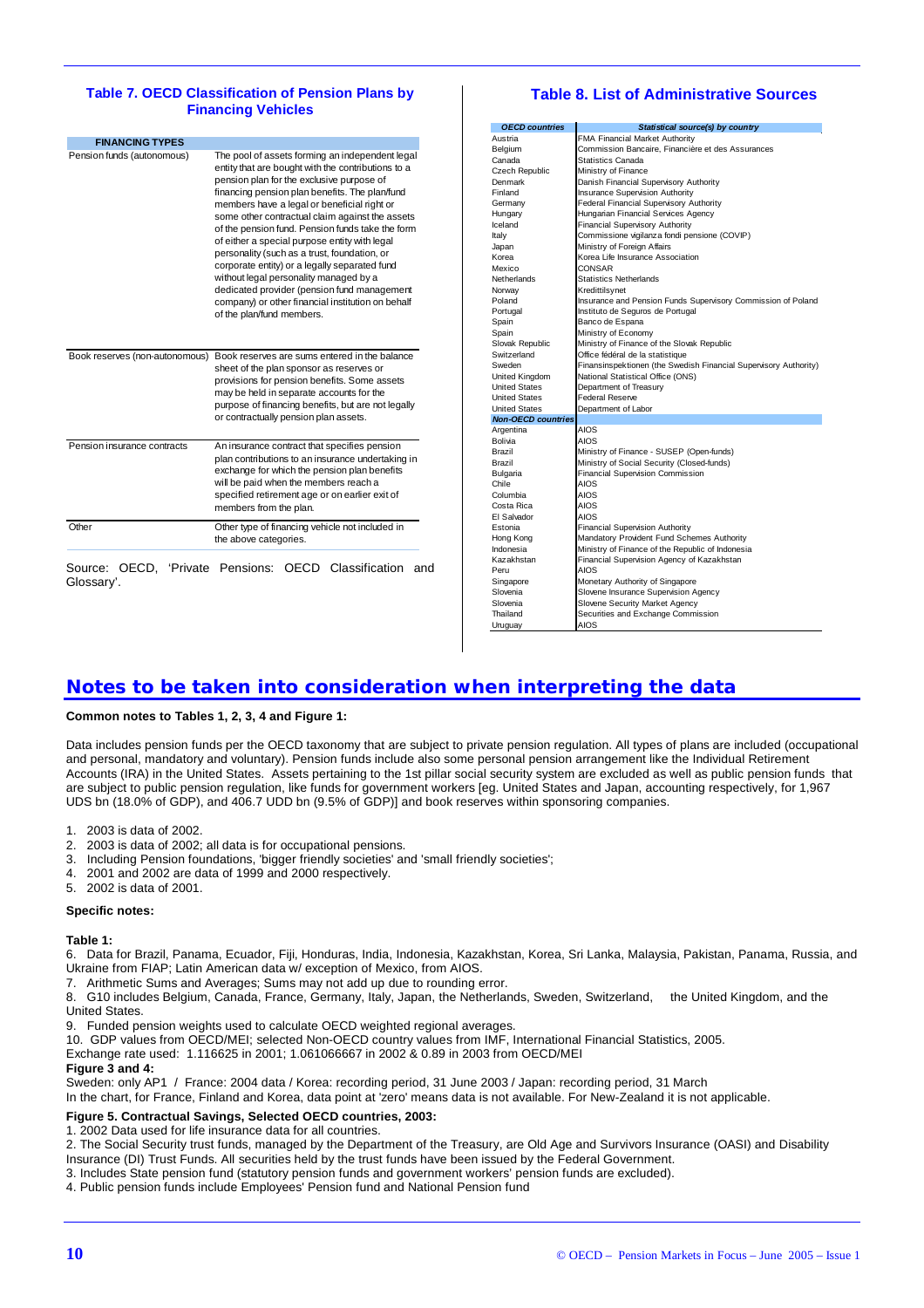## Table 7. OECD Classification of Pension Plans by Financing Vehicles

| FINANCING TYPES | |
|---|---|
| Pension funds (autonomous) | The pool of assets forming an independent legal entity that are bought with the contributions to a pension plan for the exclusive purpose of financing pension plan benefits. The plan/fund members have a legal or beneficial right or some other contractual claim against the assets of the pension fund. Pension funds take the form of either a special purpose entity with legal personality (such as a trust, foundation, or corporate entity) or a legally separated fund without legal personality managed by a dedicated provider (pension fund management company) or other financial institution on behalf of the plan/fund members. |
| Book reserves (non-autonomous) | Book reserves are sums entered in the balance sheet of the plan sponsor as reserves or provisions for pension benefits. Some assets may be held in separate accounts for the purpose of financing benefits, but are not legally or contractually pension plan assets. |
| Pension insurance contracts | An insurance contract that specifies pension plan contributions to an insurance undertaking in exchange for which the pension plan benefits will be paid when the members reach a specified retirement age or on earlier exit of members from the plan. |
| Other | Other type of financing vehicle not included in the above categories. |

Source: OECD, 'Private Pensions: OECD Classification and Glossary'.

## Table 8. List of Administrative Sources

| *OECD countries* | *Statistical source(s) by country* |
|---|---|
| Austria | FMA Financial Market Authority |
| Belgium | Commission Bancaire, Financière et des Assurances |
| Canada | Statistics Canada |
| Czech Republic | Ministry of Finance |
| Denmark | Danish Financial Supervisory Authority |
| Finland | Insurance Supervision Authority |
| Germany | Federal Financial Supervisory Authority |
| Hungary | Hungarian Financial Services Agency |
| Iceland | Financial Supervisory Authority |
| Italy | Commissione vigilanza fondi pensione (COVIP) |
| Japan | Ministry of Foreign Affairs |
| Korea | Korea Life Insurance Association |
| Mexico | CONSAR |
| Netherlands | Statistics Netherlands |
| Norway | Kredittilsynet |
| Poland | Insurance and Pension Funds Supervisory Commission of Poland |
| Portugal | Instituto de Seguros de Portugal |
| Spain | Banco de Espana |
| Spain | Ministry of Economy |
| Slovak Republic | Ministry of Finance of the Slovak Republic |
| Switzerland | Office fédéral de la statistique |
| Sweden | Finansinspektionen (the Swedish Financial Supervisory Authority) |
| United Kingdom | National Statistical Office (ONS) |
| United States | Department of Treasury |
| United States | Federal Reserve |
| United States | Department of Labor |
| ***Non-OECD countries*** | |
| Argentina | AIOS |
| Bolivia | AIOS |
| Brazil | Ministry of Finance - SUSEP (Open-funds) |
| Brazil | Ministry of Social Security (Closed-funds) |
| Bulgaria | Financial Supervision Commission |
| Chile | AIOS |
| Columbia | AIOS |
| Costa Rica | AIOS |
| El Salvador | AIOS |
| Estonia | Financial Supervision Authority |
| Hong Kong | Mandatory Provident Fund Schemes Authority |
| Indonesia | Ministry of Finance of the Republic of Indonesia |
| Kazakhstan | Financial Supervision Agency of Kazakhstan |
| Peru | AIOS |
| Singapore | Monetary Authority of Singapore |
| Slovenia | Slovene Insurance Supervision Agency |
| Slovenia | Slovene Security Market Agency |
| Thailand | Securities and Exchange Commission |
| Uruguay | AIOS |

## Notes to be taken into consideration when interpreting the data

**Common notes to Tables 1, 2, 3, 4 and Figure 1:**

Data includes pension funds per the OECD taxonomy that are subject to private pension regulation. All types of plans are included (occupational and personal, mandatory and voluntary). Pension funds include also some personal pension arrangement like the Individual Retirement Accounts (IRA) in the United States. Assets pertaining to the 1st pillar social security system are excluded as well as public pension funds that are subject to public pension regulation, like funds for government workers [eg. United States and Japan, accounting respectively, for 1,967 UDS bn (18.0% of GDP), and 406.7 UDD bn (9.5% of GDP)] and book reserves within sponsoring companies.

1. 2003 is data of 2002.
2. 2003 is data of 2002; all data is for occupational pensions.
3. Including Pension foundations, 'bigger friendly societies' and 'small friendly societies';
4. 2001 and 2002 are data of 1999 and 2000 respectively.
5. 2002 is data of 2001.

**Specific notes:**

**Table 1:**

6. Data for Brazil, Panama, Ecuador, Fiji, Honduras, India, Indonesia, Kazakhstan, Korea, Sri Lanka, Malaysia, Pakistan, Panama, Russia, and Ukraine from FIAP; Latin American data w/ exception of Mexico, from AIOS.
7. Arithmetic Sums and Averages; Sums may not add up due to rounding error.
8. G10 includes Belgium, Canada, France, Germany, Italy, Japan, the Netherlands, Sweden, Switzerland, the United Kingdom, and the United States.
9. Funded pension weights used to calculate OECD weighted regional averages.
10. GDP values from OECD/MEI; selected Non-OECD country values from IMF, International Financial Statistics, 2005.

Exchange rate used: 1.116625 in 2001; 1.061066667 in 2002 & 0.89 in 2003 from OECD/MEI

**Figure 3 and 4:**

Sweden: only AP1 / France: 2004 data / Korea: recording period, 31 June 2003 / Japan: recording period, 31 March

In the chart, for France, Finland and Korea, data point at 'zero' means data is not available. For New-Zealand it is not applicable.

**Figure 5. Contractual Savings, Selected OECD countries, 2003:**

1. 2002 Data used for life insurance data for all countries.
2. The Social Security trust funds, managed by the Department of the Treasury, are Old Age and Survivors Insurance (OASI) and Disability Insurance (DI) Trust Funds. All securities held by the trust funds have been issued by the Federal Government.
3. Includes State pension fund (statutory pension funds and government workers' pension funds are excluded).
4. Public pension funds include Employees' Pension fund and National Pension fund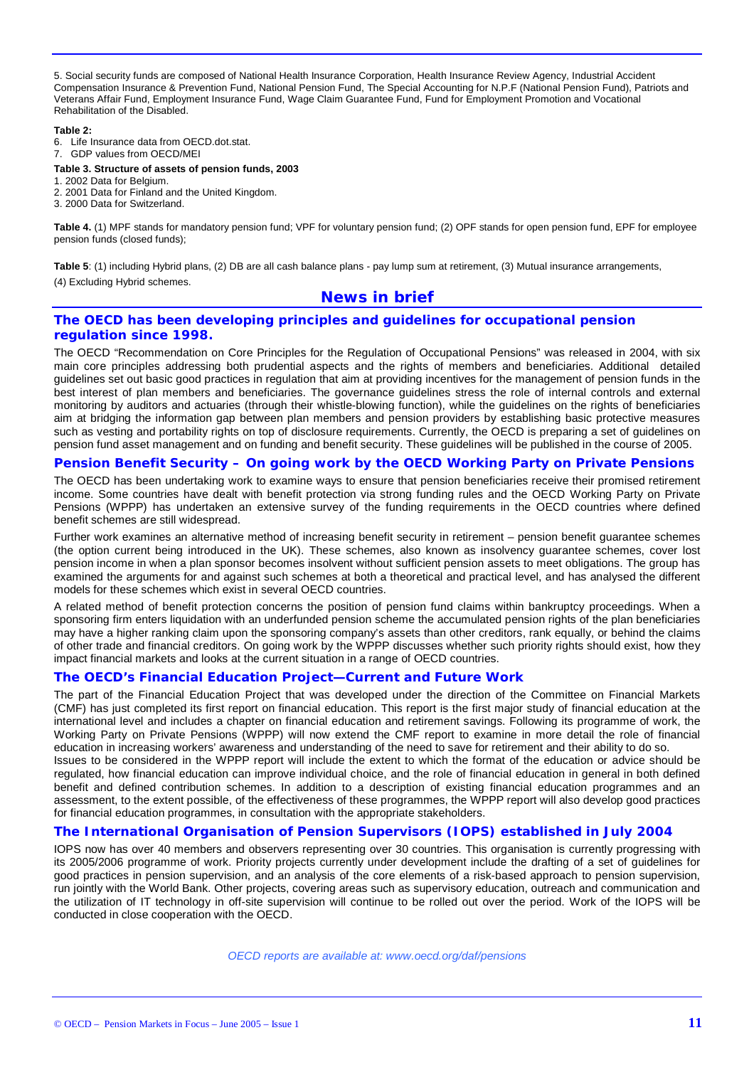5. Social security funds are composed of National Health Insurance Corporation, Health Insurance Review Agency, Industrial Accident Compensation Insurance & Prevention Fund, National Pension Fund, The Special Accounting for N.P.F (National Pension Fund), Patriots and Veterans Affair Fund, Employment Insurance Fund, Wage Claim Guarantee Fund, Fund for Employment Promotion and Vocational Rehabilitation of the Disabled.

**Table 2:**

6. Life Insurance data from OECD.dot.stat.
7. GDP values from OECD/MEI

**Table 3. Structure of assets of pension funds, 2003**

1. 2002 Data for Belgium.
2. 2001 Data for Finland and the United Kingdom.
3. 2000 Data for Switzerland.

**Table 4.** (1) MPF stands for mandatory pension fund; VPF for voluntary pension fund; (2) OPF stands for open pension fund, EPF for employee pension funds (closed funds);

**Table 5**: (1) including Hybrid plans, (2) DB are all cash balance plans - pay lump sum at retirement, (3) Mutual insurance arrangements, (4) Excluding Hybrid schemes.

## News in brief

### The OECD has been developing principles and guidelines for occupational pension regulation since 1998.

The OECD "Recommendation on Core Principles for the Regulation of Occupational Pensions" was released in 2004, with six main core principles addressing both prudential aspects and the rights of members and beneficiaries. Additional detailed guidelines set out basic good practices in regulation that aim at providing incentives for the management of pension funds in the best interest of plan members and beneficiaries. The governance guidelines stress the role of internal controls and external monitoring by auditors and actuaries (through their whistle-blowing function), while the guidelines on the rights of beneficiaries aim at bridging the information gap between plan members and pension providers by establishing basic protective measures such as vesting and portability rights on top of disclosure requirements. Currently, the OECD is preparing a set of guidelines on pension fund asset management and on funding and benefit security. These guidelines will be published in the course of 2005.

### Pension Benefit Security – On going work by the OECD Working Party on Private Pensions

The OECD has been undertaking work to examine ways to ensure that pension beneficiaries receive their promised retirement income. Some countries have dealt with benefit protection via strong funding rules and the OECD Working Party on Private Pensions (WPPP) has undertaken an extensive survey of the funding requirements in the OECD countries where defined benefit schemes are still widespread.

Further work examines an alternative method of increasing benefit security in retirement – pension benefit guarantee schemes (the option current being introduced in the UK). These schemes, also known as insolvency guarantee schemes, cover lost pension income in when a plan sponsor becomes insolvent without sufficient pension assets to meet obligations. The group has examined the arguments for and against such schemes at both a theoretical and practical level, and has analysed the different models for these schemes which exist in several OECD countries.

A related method of benefit protection concerns the position of pension fund claims within bankruptcy proceedings. When a sponsoring firm enters liquidation with an underfunded pension scheme the accumulated pension rights of the plan beneficiaries may have a higher ranking claim upon the sponsoring company's assets than other creditors, rank equally, or behind the claims of other trade and financial creditors. On going work by the WPPP discusses whether such priority rights should exist, how they impact financial markets and looks at the current situation in a range of OECD countries.

### The OECD's Financial Education Project—Current and Future Work

The part of the Financial Education Project that was developed under the direction of the Committee on Financial Markets (CMF) has just completed its first report on financial education. This report is the first major study of financial education at the international level and includes a chapter on financial education and retirement savings. Following its programme of work, the Working Party on Private Pensions (WPPP) will now extend the CMF report to examine in more detail the role of financial education in increasing workers' awareness and understanding of the need to save for retirement and their ability to do so.

Issues to be considered in the WPPP report will include the extent to which the format of the education or advice should be regulated, how financial education can improve individual choice, and the role of financial education in general in both defined benefit and defined contribution schemes. In addition to a description of existing financial education programmes and an assessment, to the extent possible, of the effectiveness of these programmes, the WPPP report will also develop good practices for financial education programmes, in consultation with the appropriate stakeholders.

### The International Organisation of Pension Supervisors (IOPS) established in July 2004

IOPS now has over 40 members and observers representing over 30 countries. This organisation is currently progressing with its 2005/2006 programme of work. Priority projects currently under development include the drafting of a set of guidelines for good practices in pension supervision, and an analysis of the core elements of a risk-based approach to pension supervision, run jointly with the World Bank. Other projects, covering areas such as supervisory education, outreach and communication and the utilization of IT technology in off-site supervision will continue to be rolled out over the period. Work of the IOPS will be conducted in close cooperation with the OECD.

*OECD reports are available at: www.oecd.org/daf/pensions*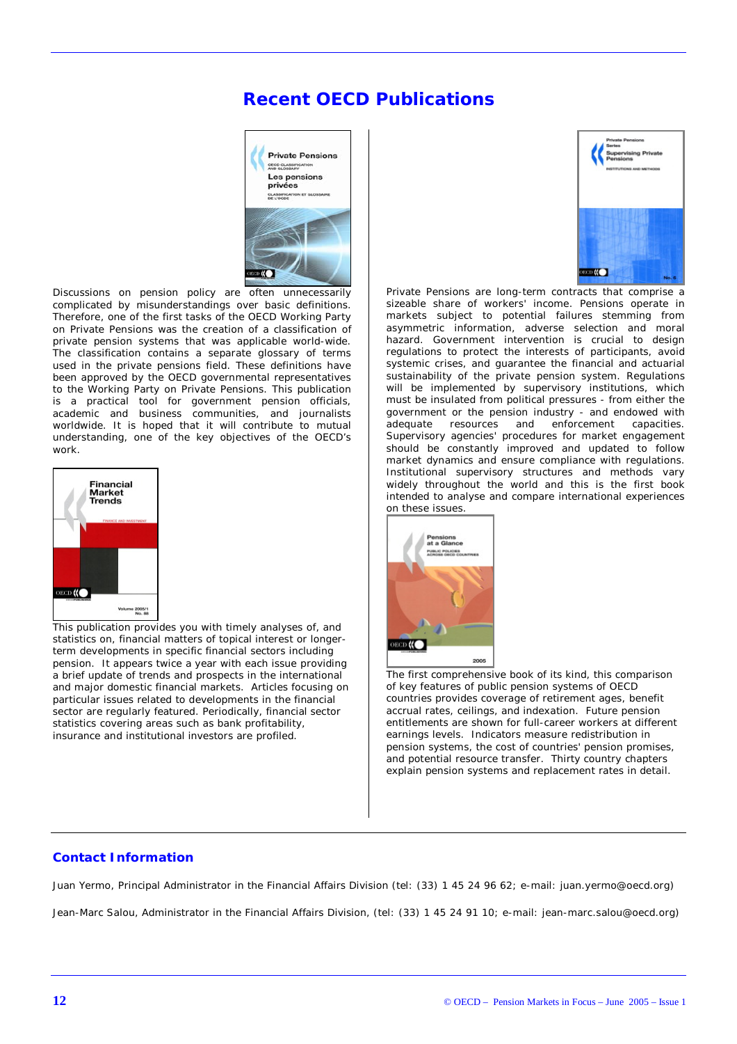# Recent OECD Publications

Discussions on pension policy are often unnecessarily complicated by misunderstandings over basic definitions. Therefore, one of the first tasks of the OECD Working Party on Private Pensions was the creation of a classification of private pension systems that was applicable world-wide. The classification contains a separate glossary of terms used in the private pensions field. These definitions have been approved by the OECD governmental representatives to the Working Party on Private Pensions. This publication is a practical tool for government pension officials, academic and business communities, and journalists worldwide. It is hoped that it will contribute to mutual understanding, one of the key objectives of the OECD's work.

This publication provides you with timely analyses of, and statistics on, financial matters of topical interest or longer-term developments in specific financial sectors including pension. It appears twice a year with each issue providing a brief update of trends and prospects in the international and major domestic financial markets. Articles focusing on particular issues related to developments in the financial sector are regularly featured. Periodically, financial sector statistics covering areas such as bank profitability, insurance and institutional investors are profiled.

Private Pensions are long-term contracts that comprise a sizeable share of workers' income. Pensions operate in markets subject to potential failures stemming from asymmetric information, adverse selection and moral hazard. Government intervention is crucial to design regulations to protect the interests of participants, avoid systemic crises, and guarantee the financial and actuarial sustainability of the private pension system. Regulations will be implemented by supervisory institutions, which must be insulated from political pressures - from either the government or the pension industry - and endowed with adequate resources and enforcement capacities. Supervisory agencies' procedures for market engagement should be constantly improved and updated to follow market dynamics and ensure compliance with regulations. Institutional supervisory structures and methods vary widely throughout the world and this is the first book intended to analyse and compare international experiences on these issues.

The first comprehensive book of its kind, this comparison of key features of public pension systems of OECD countries provides coverage of retirement ages, benefit accrual rates, ceilings, and indexation. Future pension entitlements are shown for full-career workers at different earnings levels. Indicators measure redistribution in pension systems, the cost of countries' pension promises, and potential resource transfer. Thirty country chapters explain pension systems and replacement rates in detail.

## Contact Information

Juan Yermo, Principal Administrator in the Financial Affairs Division (tel: (33) 1 45 24 96 62; e-mail: juan.yermo@oecd.org)

Jean-Marc Salou, Administrator in the Financial Affairs Division, (tel: (33) 1 45 24 91 10; e-mail: jean-marc.salou@oecd.org)